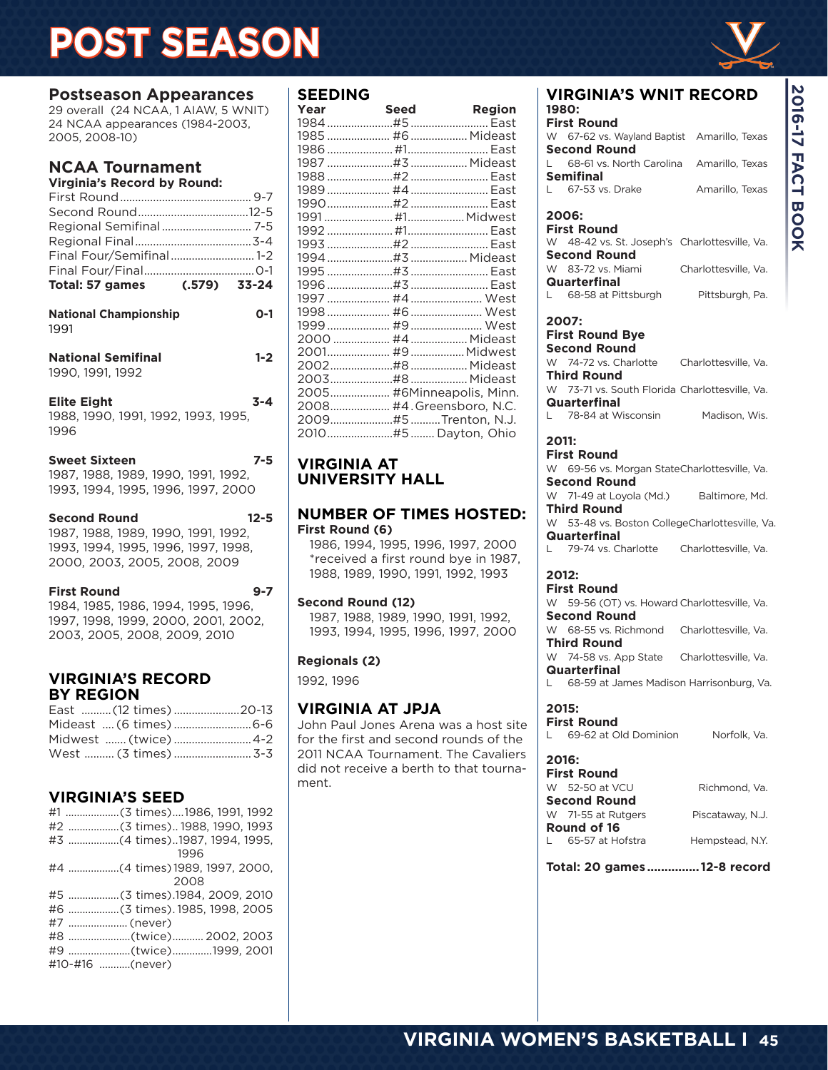# POST SEASON

## Postseason Appearances

29 overall (24 NCAA, 1 AIAW, 5 WNIT)
24 NCAA appearances (1984-2003, 2005, 2008-10)

## NCAA Tournament

**Virginia's Record by Round:**

| Round | Record |
|---|---|
| First Round | 9-7 |
| Second Round | 12-5 |
| Regional Semifinal | 7-5 |
| Regional Final | 3-4 |
| Final Four/Semifinal | 1-2 |
| Final Four/Final | 0-1 |
| **Total: 57 games (.579)** | **33-24** |

**National Championship** 0-1
1991

**National Semifinal** 1-2
1990, 1991, 1992

**Elite Eight** 3-4
1988, 1990, 1991, 1992, 1993, 1995, 1996

**Sweet Sixteen** 7-5
1987, 1988, 1989, 1990, 1991, 1992, 1993, 1994, 1995, 1996, 1997, 2000

**Second Round** 12-5
1987, 1988, 1989, 1990, 1991, 1992, 1993, 1994, 1995, 1996, 1997, 1998, 2000, 2003, 2005, 2008, 2009

**First Round** 9-7
1984, 1985, 1986, 1994, 1995, 1996, 1997, 1998, 1999, 2000, 2001, 2002, 2003, 2005, 2008, 2009, 2010

## VIRGINIA'S RECORD BY REGION

| Region | Times | Record |
|---|---|---|
| East | (12 times) | 20-13 |
| Mideast | (6 times) | 6-6 |
| Midwest | (twice) | 4-2 |
| West | (3 times) | 3-3 |

## VIRGINIA'S SEED

| Seed | Times | Years |
|---|---|---|
| #1 | (3 times) | 1986, 1991, 1992 |
| #2 | (3 times) | 1988, 1990, 1993 |
| #3 | (4 times) | 1987, 1994, 1995, 1996 |
| #4 | (4 times) | 1989, 1997, 2000, 2008 |
| #5 | (3 times) | 1984, 2009, 2010 |
| #6 | (3 times) | 1985, 1998, 2005 |
| #7 | (never) | |
| #8 | (twice) | 2002, 2003 |
| #9 | (twice) | 1999, 2001 |
| #10-#16 | (never) | |

## SEEDING

| Year | Seed | Region |
|---|---|---|
| 1984 | #5 | East |
| 1985 | #6 | Mideast |
| 1986 | #1 | East |
| 1987 | #3 | Mideast |
| 1988 | #2 | East |
| 1989 | #4 | East |
| 1990 | #2 | East |
| 1991 | #1 | Midwest |
| 1992 | #1 | East |
| 1993 | #2 | East |
| 1994 | #3 | Mideast |
| 1995 | #3 | East |
| 1996 | #3 | East |
| 1997 | #4 | West |
| 1998 | #6 | West |
| 1999 | #9 | West |
| 2000 | #4 | Mideast |
| 2001 | #9 | Midwest |
| 2002 | #8 | Mideast |
| 2003 | #8 | Mideast |
| 2005 | #6 | Minneapolis, Minn. |
| 2008 | #4 | Greensboro, N.C. |
| 2009 | #5 | Trenton, N.J. |
| 2010 | #5 | Dayton, Ohio |

## VIRGINIA AT UNIVERSITY HALL

## NUMBER OF TIMES HOSTED:

**First Round (6)**
1986, 1994, 1995, 1996, 1997, 2000
*received a first round bye in 1987, 1988, 1989, 1990, 1991, 1992, 1993

**Second Round (12)**
1987, 1988, 1989, 1990, 1991, 1992, 1993, 1994, 1995, 1996, 1997, 2000

**Regionals (2)**
1992, 1996

## VIRGINIA AT JPJA

John Paul Jones Arena was a host site for the first and second rounds of the 2011 NCAA Tournament. The Cavaliers did not receive a berth to that tournament.

## VIRGINIA'S WNIT RECORD

**1980:**

**First Round**
W 67-62 vs. Wayland Baptist — Amarillo, Texas
**Second Round**
L 68-61 vs. North Carolina — Amarillo, Texas
**Semifinal**
L 67-53 vs. Drake — Amarillo, Texas

**2006:**

**First Round**
W 48-42 vs. St. Joseph's — Charlottesville, Va.
**Second Round**
W 83-72 vs. Miami — Charlottesville, Va.
**Quarterfinal**
L 68-58 at Pittsburgh — Pittsburgh, Pa.

**2007:**

**First Round Bye**
**Second Round**
W 74-72 vs. Charlotte — Charlottesville, Va.
**Third Round**
W 73-71 vs. South Florida — Charlottesville, Va.
**Quarterfinal**
L 78-84 at Wisconsin — Madison, Wis.

**2011:**

**First Round**
W 69-56 vs. Morgan State — Charlottesville, Va.
**Second Round**
W 71-49 at Loyola (Md.) — Baltimore, Md.
**Third Round**
W 53-48 vs. Boston College — Charlottesville, Va.
**Quarterfinal**
L 79-74 vs. Charlotte — Charlottesville, Va.

**2012:**

**First Round**
W 59-56 (OT) vs. Howard — Charlottesville, Va.
**Second Round**
W 68-55 vs. Richmond — Charlottesville, Va.
**Third Round**
W 74-58 vs. App State — Charlottesville, Va.
**Quarterfinal**
L 68-59 at James Madison — Harrisonburg, Va.

**2015:**

**First Round**
L 69-62 at Old Dominion — Norfolk, Va.

**2016:**

**First Round**
W 52-50 at VCU — Richmond, Va.
**Second Round**
W 71-55 at Rutgers — Piscataway, N.J.
**Round of 16**
L 65-57 at Hofstra — Hempstead, N.Y.

**Total: 20 games............... 12-8 record**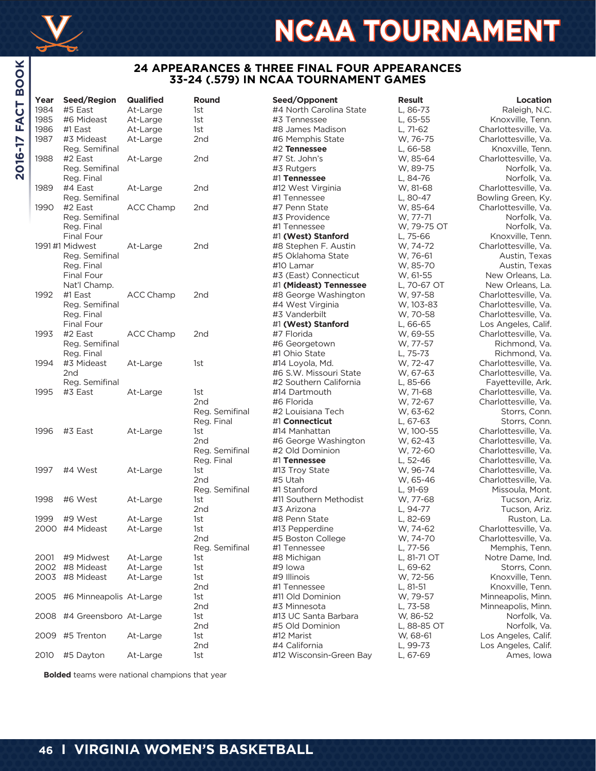# NCAA TOURNAMENT

## 24 APPEARANCES & THREE FINAL FOUR APPEARANCES
## 33-24 (.579) IN NCAA TOURNAMENT GAMES

| Year | Seed/Region | Qualified | Round | Seed/Opponent | Result | Location |
|---|---|---|---|---|---|---|
| 1984 | #5 East | At-Large | 1st | #4 North Carolina State | L, 86-73 | Raleigh, N.C. |
| 1985 | #6 Mideast | At-Large | 1st | #3 Tennessee | L, 65-55 | Knoxville, Tenn. |
| 1986 | #1 East | At-Large | 1st | #8 James Madison | L, 71-62 | Charlottesville, Va. |
| 1987 | #3 Mideast | At-Large | 2nd | #6 Memphis State | W, 76-75 | Charlottesville, Va. |
| | Reg. Semifinal | | | #2 **Tennessee** | L, 66-58 | Knoxville, Tenn. |
| 1988 | #2 East | At-Large | 2nd | #7 St. John's | W, 85-64 | Charlottesville, Va. |
| | Reg. Semifinal | | | #3 Rutgers | W, 89-75 | Norfolk, Va. |
| | Reg. Final | | | #1 **Tennessee** | L, 84-76 | Norfolk, Va. |
| 1989 | #4 East | At-Large | 2nd | #12 West Virginia | W, 81-68 | Charlottesville, Va. |
| | Reg. Semifinal | | | #1 Tennessee | L, 80-47 | Bowling Green, Ky. |
| 1990 | #2 East | ACC Champ | 2nd | #7 Penn State | W, 85-64 | Charlottesville, Va. |
| | Reg. Semifinal | | | #3 Providence | W, 77-71 | Norfolk, Va. |
| | Reg. Final | | | #1 Tennessee | W, 79-75 OT | Norfolk, Va. |
| | Final Four | | | #1 **(West) Stanford** | L, 75-66 | Knoxville, Tenn. |
| 1991 | #1 Midwest | At-Large | 2nd | #8 Stephen F. Austin | W, 74-72 | Charlottesville, Va. |
| | Reg. Semifinal | | | #5 Oklahoma State | W, 76-61 | Austin, Texas |
| | Reg. Final | | | #10 Lamar | W, 85-70 | Austin, Texas |
| | Final Four | | | #3 (East) Connecticut | W, 61-55 | New Orleans, La. |
| | Nat'l Champ. | | | #1 **(Mideast) Tennessee** | L, 70-67 OT | New Orleans, La. |
| 1992 | #1 East | ACC Champ | 2nd | #8 George Washington | W, 97-58 | Charlottesville, Va. |
| | Reg. Semifinal | | | #4 West Virginia | W, 103-83 | Charlottesville, Va. |
| | Reg. Final | | | #3 Vanderbilt | W, 70-58 | Charlottesville, Va. |
| | Final Four | | | #1 **(West) Stanford** | L, 66-65 | Los Angeles, Calif. |
| 1993 | #2 East | ACC Champ | 2nd | #7 Florida | W, 69-55 | Charlottesville, Va. |
| | Reg. Semifinal | | | #6 Georgetown | W, 77-57 | Richmond, Va. |
| | Reg. Final | | | #1 Ohio State | L, 75-73 | Richmond, Va. |
| 1994 | #3 Mideast | At-Large | 1st | #14 Loyola, Md. | W, 72-47 | Charlottesville, Va. |
| | 2nd | | | #6 S.W. Missouri State | W, 67-63 | Charlottesville, Va. |
| | Reg. Semifinal | | | #2 Southern California | L, 85-66 | Fayetteville, Ark. |
| 1995 | #3 East | At-Large | 1st | #14 Dartmouth | W, 71-68 | Charlottesville, Va. |
| | | | 2nd | #6 Florida | W, 72-67 | Charlottesville, Va. |
| | | | Reg. Semifinal | #2 Louisiana Tech | W, 63-62 | Storrs, Conn. |
| | | | Reg. Final | #1 **Connecticut** | L, 67-63 | Storrs, Conn. |
| 1996 | #3 East | At-Large | 1st | #14 Manhattan | W, 100-55 | Charlottesville, Va. |
| | | | 2nd | #6 George Washington | W, 62-43 | Charlottesville, Va. |
| | | | Reg. Semifinal | #2 Old Dominion | W, 72-60 | Charlottesville, Va. |
| | | | Reg. Final | #1 **Tennessee** | L, 52-46 | Charlottesville, Va. |
| 1997 | #4 West | At-Large | 1st | #13 Troy State | W, 96-74 | Charlottesville, Va. |
| | | | 2nd | #5 Utah | W, 65-46 | Charlottesville, Va. |
| | | | Reg. Semifinal | #1 Stanford | L, 91-69 | Missoula, Mont. |
| 1998 | #6 West | At-Large | 1st | #11 Southern Methodist | W, 77-68 | Tucson, Ariz. |
| | | | 2nd | #3 Arizona | L, 94-77 | Tucson, Ariz. |
| 1999 | #9 West | At-Large | 1st | #8 Penn State | L, 82-69 | Ruston, La. |
| 2000 | #4 Mideast | At-Large | 1st | #13 Pepperdine | W, 74-62 | Charlottesville, Va. |
| | | | 2nd | #5 Boston College | W, 74-70 | Charlottesville, Va. |
| | | | Reg. Semifinal | #1 Tennessee | L, 77-56 | Memphis, Tenn. |
| 2001 | #9 Midwest | At-Large | 1st | #8 Michigan | L, 81-71 OT | Notre Dame, Ind. |
| 2002 | #8 Mideast | At-Large | 1st | #9 Iowa | L, 69-62 | Storrs, Conn. |
| 2003 | #8 Mideast | At-Large | 1st | #9 Illinois | W, 72-56 | Knoxville, Tenn. |
| | | | 2nd | #1 Tennessee | L, 81-51 | Knoxville, Tenn. |
| 2005 | #6 Minneapolis | At-Large | 1st | #11 Old Dominion | W, 79-57 | Minneapolis, Minn. |
| | | | 2nd | #3 Minnesota | L, 73-58 | Minneapolis, Minn. |
| 2008 | #4 Greensboro | At-Large | 1st | #13 UC Santa Barbara | W, 86-52 | Norfolk, Va. |
| | | | 2nd | #5 Old Dominion | L, 88-85 OT | Norfolk, Va. |
| 2009 | #5 Trenton | At-Large | 1st | #12 Marist | W, 68-61 | Los Angeles, Calif. |
| | | | 2nd | #4 California | L, 99-73 | Los Angeles, Calif. |
| 2010 | #5 Dayton | At-Large | 1st | #12 Wisconsin-Green Bay | L, 67-69 | Ames, Iowa |

**Bolded** teams were national champions that year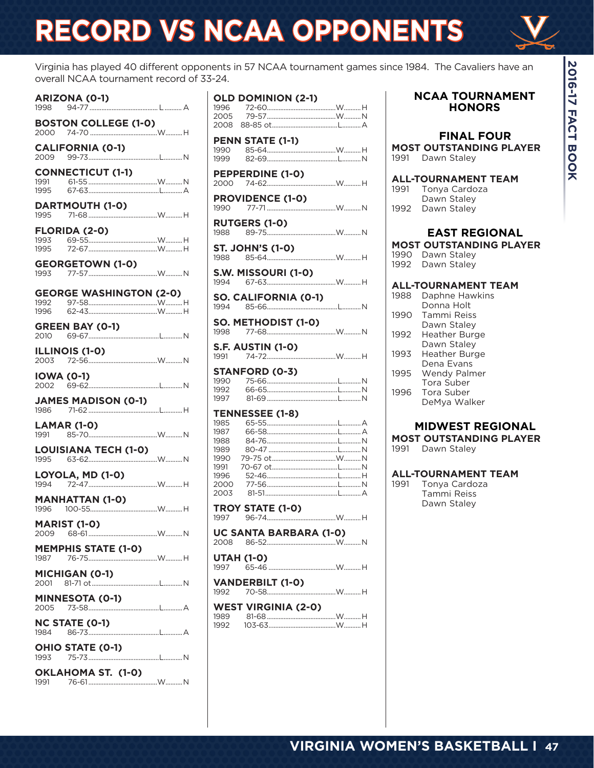# RECORD VS NCAA OPPONENTS

Virginia has played 40 different opponents in 57 NCAA tournament games since 1984. The Cavaliers have an overall NCAA tournament record of 33-24.

**ARIZONA (0-1)**
1998 94-77 ........ L ........ A

**BOSTON COLLEGE (1-0)**
2000 74-70 ........ W ........ H

**CALIFORNIA (0-1)**
2009 99-73 ........ L ........ N

**CONNECTICUT (1-1)**
1991 61-55 ........ W ........ N
1995 67-63 ........ L ........ A

**DARTMOUTH (1-0)**
1995 71-68 ........ W ........ H

**FLORIDA (2-0)**
1993 69-55 ........ W ........ H
1995 72-67 ........ W ........ H

**GEORGETOWN (1-0)**
1993 77-57 ........ W ........ N

**GEORGE WASHINGTON (2-0)**
1992 97-58 ........ W ........ H
1996 62-43 ........ W ........ H

**GREEN BAY (0-1)**
2010 69-67 ........ L ........ N

**ILLINOIS (1-0)**
2003 72-56 ........ W ........ N

**IOWA (0-1)**
2002 69-62 ........ L ........ N

**JAMES MADISON (0-1)**
1986 71-62 ........ L ........ H

**LAMAR (1-0)**
1991 85-70 ........ W ........ N

**LOUISIANA TECH (1-0)**
1995 63-62 ........ W ........ N

**LOYOLA, MD (1-0)**
1994 72-47 ........ W ........ H

**MANHATTAN (1-0)**
1996 100-55 ........ W ........ H

**MARIST (1-0)**
2009 68-61 ........ W ........ N

**MEMPHIS STATE (1-0)**
1987 76-75 ........ W ........ H

**MICHIGAN (0-1)**
2001 81-71 ot ........ L ........ N

**MINNESOTA (0-1)**
2005 73-58 ........ L ........ A

**NC STATE (0-1)**
1984 86-73 ........ L ........ A

**OHIO STATE (0-1)**
1993 75-73 ........ L ........ N

**OKLAHOMA ST. (1-0)**
1991 76-61 ........ W ........ N

**OLD DOMINION (2-1)**
1996 72-60 ........ W ........ H
2005 79-57 ........ W ........ N
2008 88-85 ot ........ L ........ A

**PENN STATE (1-1)**
1990 85-64 ........ W ........ H
1999 82-69 ........ L ........ N

**PEPPERDINE (1-0)**
2000 74-62 ........ W ........ H

**PROVIDENCE (1-0)**
1990 77-71 ........ W ........ N

**RUTGERS (1-0)**
1988 89-75 ........ W ........ N

**ST. JOHN'S (1-0)**
1988 85-64 ........ W ........ H

**S.W. MISSOURI (1-0)**
1994 67-63 ........ W ........ H

**SO. CALIFORNIA (0-1)**
1994 85-66 ........ L ........ N

**SO. METHODIST (1-0)**
1998 77-68 ........ W ........ N

**S.F. AUSTIN (1-0)**
1991 74-72 ........ W ........ H

**STANFORD (0-3)**
1990 75-66 ........ L ........ N
1992 66-65 ........ L ........ N
1997 81-69 ........ L ........ N

**TENNESSEE (1-8)**
1985 65-55 ........ L ........ A
1987 66-58 ........ L ........ A
1988 84-76 ........ L ........ N
1989 80-47 ........ L ........ N
1990 79-75 ot ........ W ........ N
1991 70-67 ot ........ L ........ N
1996 52-46 ........ L ........ H
2000 77-56 ........ L ........ N
2003 81-51 ........ L ........ A

**TROY STATE (1-0)**
1997 96-74 ........ W ........ H

**UC SANTA BARBARA (1-0)**
2008 86-52 ........ W ........ N

**UTAH (1-0)**
1997 65-46 ........ W ........ H

**VANDERBILT (1-0)**
1992 70-58 ........ W ........ H

**WEST VIRGINIA (2-0)**
1989 81-68 ........ W ........ H
1992 103-63 ........ W ........ H

## NCAA TOURNAMENT HONORS

### FINAL FOUR

**MOST OUTSTANDING PLAYER**
1991 Dawn Staley

**ALL-TOURNAMENT TEAM**
1991 Tonya Cardoza
Dawn Staley
1992 Dawn Staley

### EAST REGIONAL

**MOST OUTSTANDING PLAYER**
1990 Dawn Staley
1992 Dawn Staley

**ALL-TOURNAMENT TEAM**
1988 Daphne Hawkins
Donna Holt
1990 Tammi Reiss
Dawn Staley
1992 Heather Burge
Dawn Staley
1993 Heather Burge
Dena Evans
1995 Wendy Palmer
Tora Suber
1996 Tora Suber
DeMya Walker

### MIDWEST REGIONAL

**MOST OUTSTANDING PLAYER**
1991 Dawn Staley

**ALL-TOURNAMENT TEAM**
1991 Tonya Cardoza
Tammi Reiss
Dawn Staley